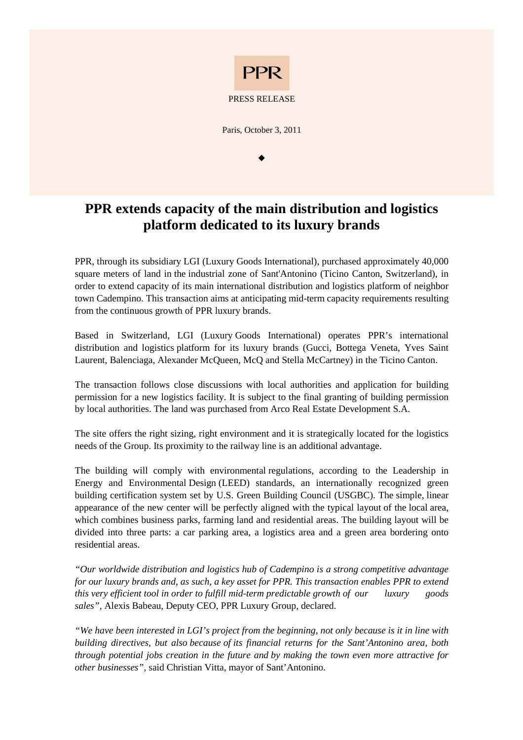PPR

PRESS RELEASE

Paris, October 3, 2011

◆

# PPR extends capacity of the main distribution and logistics platform dedicated to its luxury brands

PPR, through its subsidiary LGI (Luxury Goods International), purchased approximately 40,000 square meters of land in the industrial zone of Sant'Antonino (Ticino Canton, Switzerland), in order to extend capacity of its main international distribution and logistics platform of neighbor town Cadempino. This transaction aims at anticipating mid-term capacity requirements resulting from the continuous growth of PPR luxury brands.

Based in Switzerland, LGI (Luxury Goods International) operates PPR's international distribution and logistics platform for its luxury brands (Gucci, Bottega Veneta, Yves Saint Laurent, Balenciaga, Alexander McQueen, McQ and Stella McCartney) in the Ticino Canton.

The transaction follows close discussions with local authorities and application for building permission for a new logistics facility. It is subject to the final granting of building permission by local authorities. The land was purchased from Arco Real Estate Development S.A.

The site offers the right sizing, right environment and it is strategically located for the logistics needs of the Group. Its proximity to the railway line is an additional advantage.

The building will comply with environmental regulations, according to the Leadership in Energy and Environmental Design (LEED) standards, an internationally recognized green building certification system set by U.S. Green Building Council (USGBC). The simple, linear appearance of the new center will be perfectly aligned with the typical layout of the local area, which combines business parks, farming land and residential areas. The building layout will be divided into three parts: a car parking area, a logistics area and a green area bordering onto residential areas.

*"Our worldwide distribution and logistics hub of Cadempino is a strong competitive advantage for our luxury brands and, as such, a key asset for PPR. This transaction enables PPR to extend this very efficient tool in order to fulfill mid-term predictable growth of our luxury goods sales"*, Alexis Babeau, Deputy CEO, PPR Luxury Group, declared.

*"We have been interested in LGI's project from the beginning, not only because is it in line with building directives, but also because of its financial returns for the Sant'Antonino area, both through potential jobs creation in the future and by making the town even more attractive for other businesses"*, said Christian Vitta, mayor of Sant'Antonino.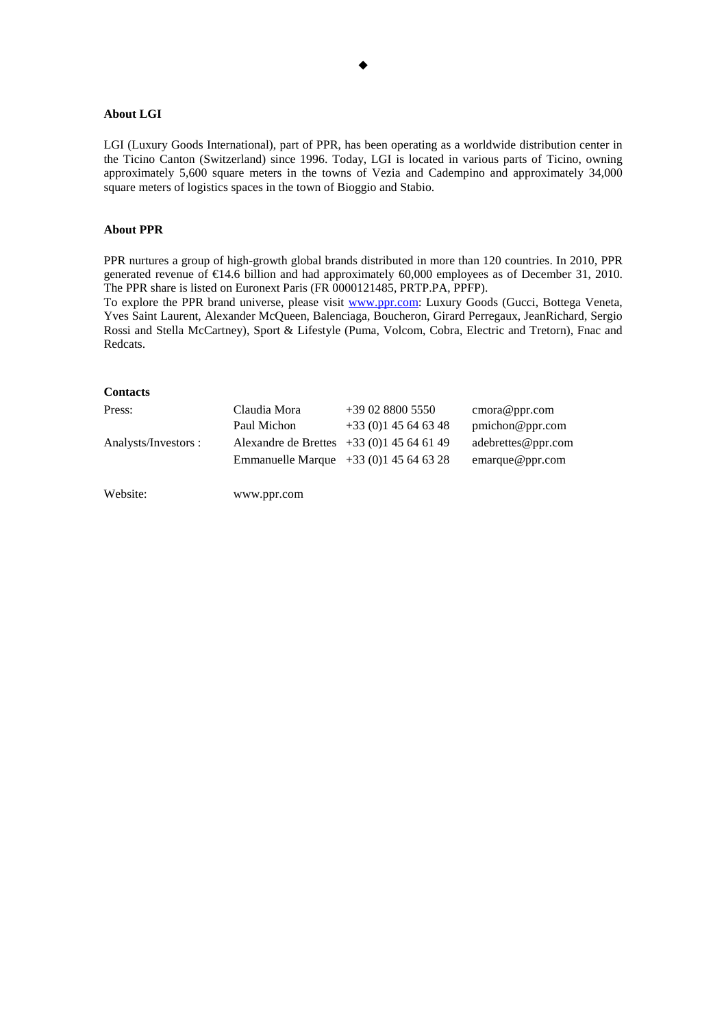◆

**About LGI**

LGI (Luxury Goods International), part of PPR, has been operating as a worldwide distribution center in the Ticino Canton (Switzerland) since 1996. Today, LGI is located in various parts of Ticino, owning approximately 5,600 square meters in the towns of Vezia and Cadempino and approximately 34,000 square meters of logistics spaces in the town of Bioggio and Stabio.

**About PPR**

PPR nurtures a group of high-growth global brands distributed in more than 120 countries. In 2010, PPR generated revenue of €14.6 billion and had approximately 60,000 employees as of December 31, 2010. The PPR share is listed on Euronext Paris (FR 0000121485, PRTP.PA, PPFP).
To explore the PPR brand universe, please visit www.ppr.com: Luxury Goods (Gucci, Bottega Veneta, Yves Saint Laurent, Alexander McQueen, Balenciaga, Boucheron, Girard Perregaux, JeanRichard, Sergio Rossi and Stella McCartney), Sport & Lifestyle (Puma, Volcom, Cobra, Electric and Tretorn), Fnac and Redcats.

**Contacts**

| | | | |
|---|---|---|---|
| Press: | Claudia Mora | +39 02 8800 5550 | cmora@ppr.com |
| | Paul Michon | +33 (0)1 45 64 63 48 | pmichon@ppr.com |
| Analysts/Investors : | Alexandre de Brettes | +33 (0)1 45 64 61 49 | adebrettes@ppr.com |
| | Emmanuelle Marque | +33 (0)1 45 64 63 28 | emarque@ppr.com |

Website: www.ppr.com